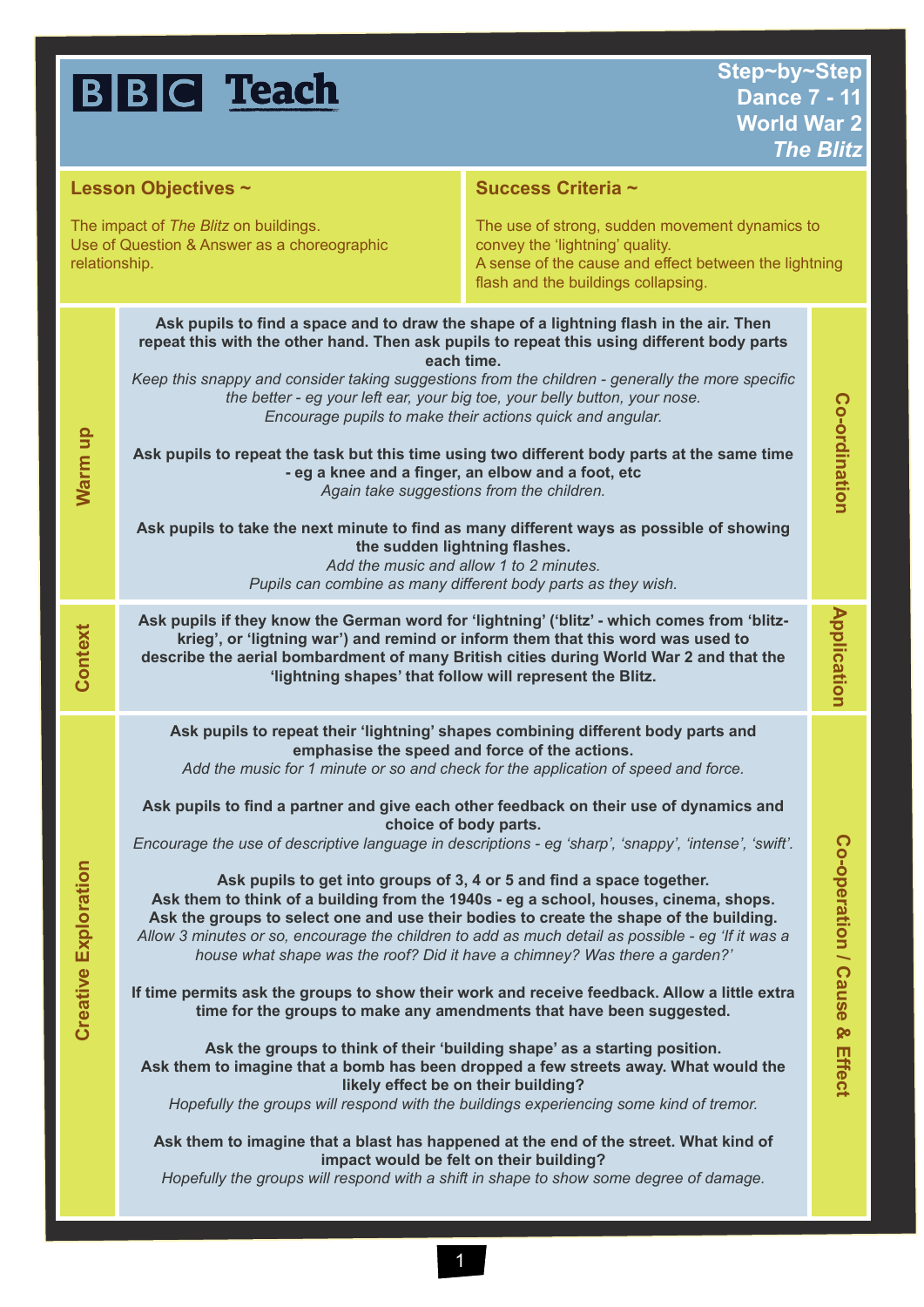# BBC Teach

**Step~by~Step**
**Dance 7 - 11**
**World War 2**
***The Blitz***

## Lesson Objectives ~

The impact of *The Blitz* on buildings.
Use of Question & Answer as a choreographic relationship.

## Success Criteria ~

The use of strong, sudden movement dynamics to convey the 'lightning' quality.
A sense of the cause and effect between the lightning flash and the buildings collapsing.

## Warm up

*Co-ordination*

**Ask pupils to find a space and to draw the shape of a lightning flash in the air. Then repeat this with the other hand. Then ask pupils to repeat this using different body parts each time.**
*Keep this snappy and consider taking suggestions from the children - generally the more specific the better - eg your left ear, your big toe, your belly button, your nose.*
*Encourage pupils to make their actions quick and angular.*

**Ask pupils to repeat the task but this time using two different body parts at the same time - eg a knee and a finger, an elbow and a foot, etc**
*Again take suggestions from the children.*

**Ask pupils to take the next minute to find as many different ways as possible of showing the sudden lightning flashes.**
*Add the music and allow 1 to 2 minutes.*
*Pupils can combine as many different body parts as they wish.*

## Context

*Application*

**Ask pupils if they know the German word for 'lightning' ('blitz' - which comes from 'blitz-krieg', or 'ligtning war') and remind or inform them that this word was used to describe the aerial bombardment of many British cities during World War 2 and that the 'lightning shapes' that follow will represent the Blitz.**

## Creative Exploration

*Co-operation / Cause & Effect*

**Ask pupils to repeat their 'lightning' shapes combining different body parts and emphasise the speed and force of the actions.**
*Add the music for 1 minute or so and check for the application of speed and force.*

**Ask pupils to find a partner and give each other feedback on their use of dynamics and choice of body parts.**
*Encourage the use of descriptive language in descriptions - eg 'sharp', 'snappy', 'intense', 'swift'.*

**Ask pupils to get into groups of 3, 4 or 5 and find a space together.**
**Ask them to think of a building from the 1940s - eg a school, houses, cinema, shops.**
**Ask the groups to select one and use their bodies to create the shape of the building.**
*Allow 3 minutes or so, encourage the children to add as much detail as possible - eg 'If it was a house what shape was the roof? Did it have a chimney? Was there a garden?'*

**If time permits ask the groups to show their work and receive feedback. Allow a little extra time for the groups to make any amendments that have been suggested.**

**Ask the groups to think of their 'building shape' as a starting position.**
**Ask them to imagine that a bomb has been dropped a few streets away. What would the likely effect be on their building?**
*Hopefully the groups will respond with the buildings experiencing some kind of tremor.*

**Ask them to imagine that a blast has happened at the end of the street. What kind of impact would be felt on their building?**
*Hopefully the groups will respond with a shift in shape to show some degree of damage.*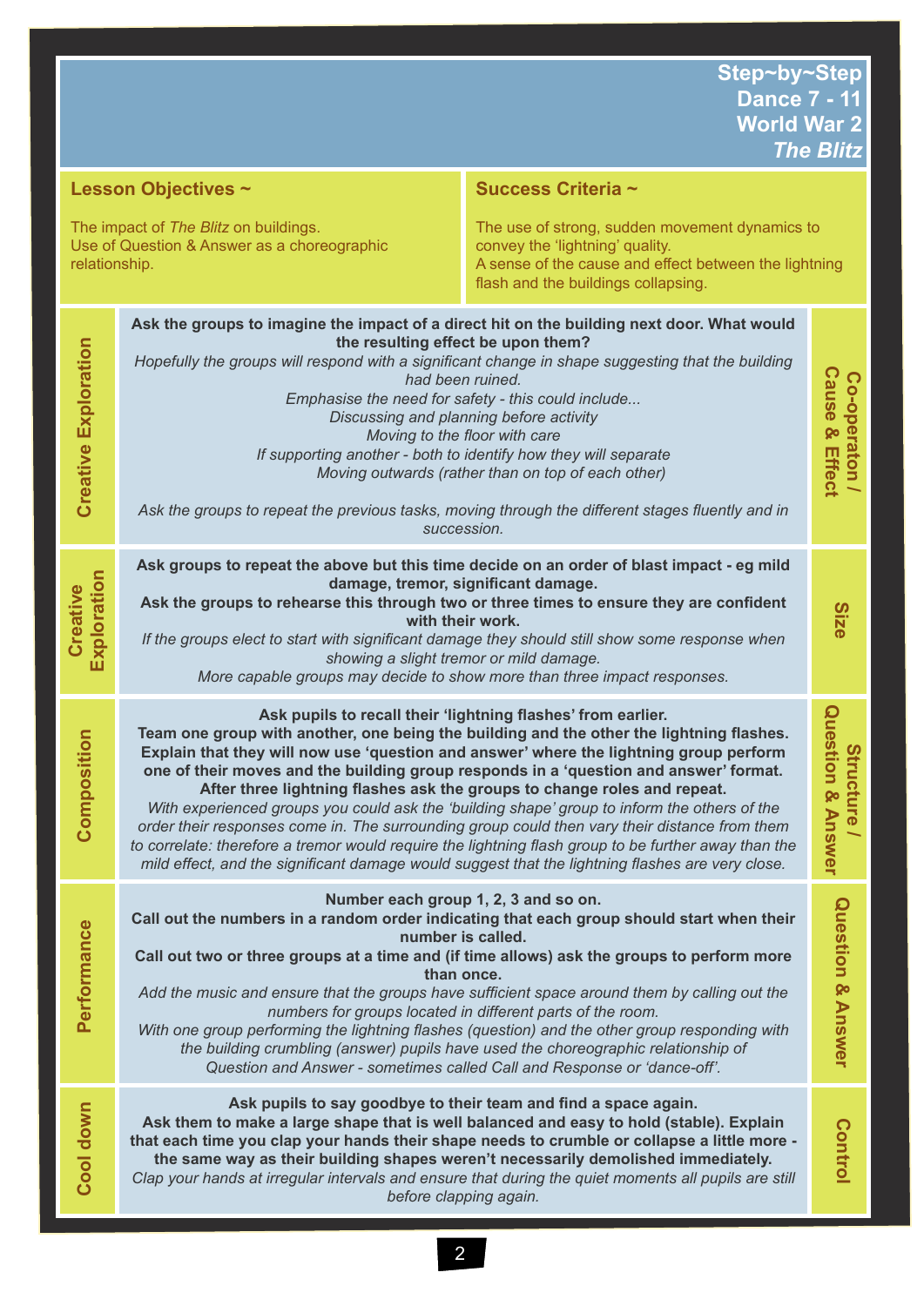# Step~by~Step Dance 7 - 11 World War 2 *The Blitz*

| Lesson Objectives ~ | Success Criteria ~ |
|---|---|
| The impact of *The Blitz* on buildings.<br>Use of Question & Answer as a choreographic relationship. | The use of strong, sudden movement dynamics to convey the 'lightning' quality.<br>A sense of the cause and effect between the lightning flash and the buildings collapsing. |

| | | |
|---|---|---|
| **Creative Exploration** | **Ask the groups to imagine the impact of a direct hit on the building next door. What would the resulting effect be upon them?**<br>*Hopefully the groups will respond with a significant change in shape suggesting that the building had been ruined.*<br>*Emphasise the need for safety - this could include...*<br>*Discussing and planning before activity*<br>*Moving to the floor with care*<br>*If supporting another - both to identify how they will separate*<br>*Moving outwards (rather than on top of each other)*<br><br>*Ask the groups to repeat the previous tasks, moving through the different stages fluently and in succession.* | **Co-operaton / Cause & Effect** |
| **Creative Exploration** | **Ask groups to repeat the above but this time decide on an order of blast impact - eg mild damage, tremor, significant damage.**<br>**Ask the groups to rehearse this through two or three times to ensure they are confident with their work.**<br>*If the groups elect to start with significant damage they should still show some response when showing a slight tremor or mild damage.*<br>*More capable groups may decide to show more than three impact responses.* | **Size** |
| **Composition** | **Ask pupils to recall their 'lightning flashes' from earlier.**<br>**Team one group with another, one being the building and the other the lightning flashes. Explain that they will now use 'question and answer' where the lightning group perform one of their moves and the building group responds in a 'question and answer' format. After three lightning flashes ask the groups to change roles and repeat.**<br>*With experienced groups you could ask the 'building shape' group to inform the others of the order their responses come in. The surrounding group could then vary their distance from them to correlate: therefore a tremor would require the lightning flash group to be further away than the mild effect, and the significant damage would suggest that the lightning flashes are very close.* | **Structure / Question & Answer** |
| **Performance** | **Number each group 1, 2, 3 and so on.**<br>**Call out the numbers in a random order indicating that each group should start when their number is called.**<br>**Call out two or three groups at a time and (if time allows) ask the groups to perform more than once.**<br>*Add the music and ensure that the groups have sufficient space around them by calling out the numbers for groups located in different parts of the room.*<br>*With one group performing the lightning flashes (question) and the other group responding with the building crumbling (answer) pupils have used the choreographic relationship of Question and Answer - sometimes called Call and Response or 'dance-off'.* | **Question & Answer** |
| **Cool down** | **Ask pupils to say goodbye to their team and find a space again.**<br>**Ask them to make a large shape that is well balanced and easy to hold (stable). Explain that each time you clap your hands their shape needs to crumble or collapse a little more - the same way as their building shapes weren't necessarily demolished immediately.**<br>*Clap your hands at irregular intervals and ensure that during the quiet moments all pupils are still before clapping again.* | **Control** |